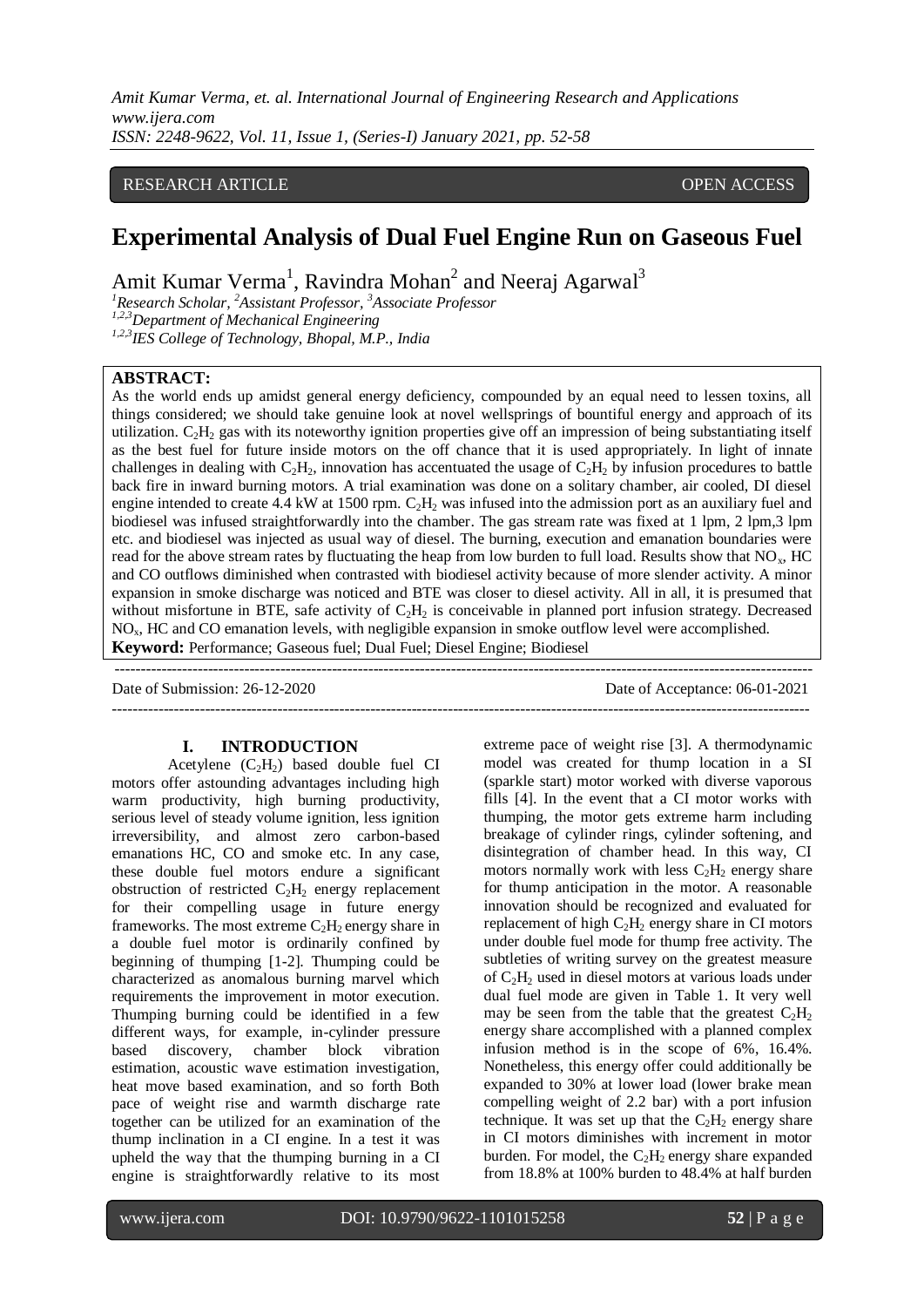RESEARCH ARTICLE OPEN ACCESS

# Experimental Analysis of Dual Fuel Engine Run on Gaseous Fuel

Amit Kumar Verma[1], Ravindra Mohan[2] and Neeraj Agarwal[3]

[1]*Research Scholar,* [2]*Assistant Professor,* [3]*Associate Professor*
[1,2,3]*Department of Mechanical Engineering*
[1,2,3]*IES College of Technology, Bhopal, M.P., India*

**ABSTRACT:**
As the world ends up amidst general energy deficiency, compounded by an equal need to lessen toxins, all things considered; we should take genuine look at novel wellsprings of bountiful energy and approach of its utilization. $C_2H_2$ gas with its noteworthy ignition properties give off an impression of being substantiating itself as the best fuel for future inside motors on the off chance that it is used appropriately. In light of innate challenges in dealing with $C_2H_2$, innovation has accentuated the usage of $C_2H_2$ by infusion procedures to battle back fire in inward burning motors. A trial examination was done on a solitary chamber, air cooled, DI diesel engine intended to create 4.4 kW at 1500 rpm. $C_2H_2$ was infused into the admission port as an auxiliary fuel and biodiesel was infused straightforwardly into the chamber. The gas stream rate was fixed at 1 lpm, 2 lpm,3 lpm etc. and biodiesel was injected as usual way of diesel. The burning, execution and emanation boundaries were read for the above stream rates by fluctuating the heap from low burden to full load. Results show that $NO_x$, HC and CO outflows diminished when contrasted with biodiesel activity because of more slender activity. A minor expansion in smoke discharge was noticed and BTE was closer to diesel activity. All in all, it is presumed that without misfortune in BTE, safe activity of $C_2H_2$ is conceivable in planned port infusion strategy. Decreased $NO_x$, HC and CO emanation levels, with negligible expansion in smoke outflow level were accomplished.
**Keyword:** Performance; Gaseous fuel; Dual Fuel; Diesel Engine; Biodiesel

Date of Submission: 26-12-2020 Date of Acceptance: 06-01-2021

## I. INTRODUCTION

Acetylene ($C_2H_2$) based double fuel CI motors offer astounding advantages including high warm productivity, high burning productivity, serious level of steady volume ignition, less ignition irreversibility, and almost zero carbon-based emanations HC, CO and smoke etc. In any case, these double fuel motors endure a significant obstruction of restricted $C_2H_2$ energy replacement for their compelling usage in future energy frameworks. The most extreme $C_2H_2$ energy share in a double fuel motor is ordinarily confined by beginning of thumping [1-2]. Thumping could be characterized as anomalous burning marvel which requirements the improvement in motor execution. Thumping burning could be identified in a few different ways, for example, in-cylinder pressure based discovery, chamber block vibration estimation, acoustic wave estimation investigation, heat move based examination, and so forth Both pace of weight rise and warmth discharge rate together can be utilized for an examination of the thump inclination in a CI engine. In a test it was upheld the way that the thumping burning in a CI engine is straightforwardly relative to its most extreme pace of weight rise [3]. A thermodynamic model was created for thump location in a SI (sparkle start) motor worked with diverse vaporous fills [4]. In the event that a CI motor works with thumping, the motor gets extreme harm including breakage of cylinder rings, cylinder softening, and disintegration of chamber head. In this way, CI motors normally work with less $C_2H_2$ energy share for thump anticipation in the motor. A reasonable innovation should be recognized and evaluated for replacement of high $C_2H_2$ energy share in CI motors under double fuel mode for thump free activity. The subtleties of writing survey on the greatest measure of $C_2H_2$ used in diesel motors at various loads under dual fuel mode are given in Table 1. It very well may be seen from the table that the greatest $C_2H_2$ energy share accomplished with a planned complex infusion method is in the scope of 6%, 16.4%. Nonetheless, this energy offer could additionally be expanded to 30% at lower load (lower brake mean compelling weight of 2.2 bar) with a port infusion technique. It was set up that the $C_2H_2$ energy share in CI motors diminishes with increment in motor burden. For model, the $C_2H_2$ energy share expanded from 18.8% at 100% burden to 48.4% at half burden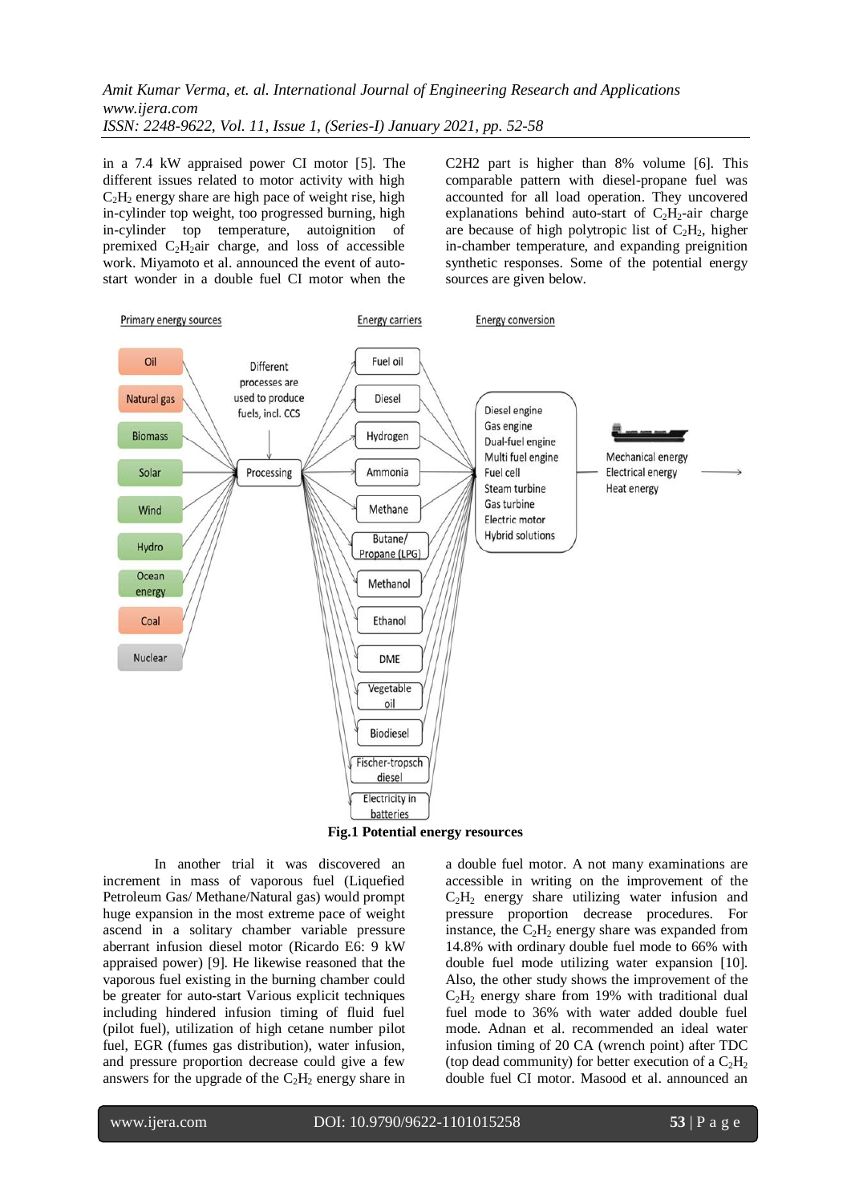in a 7.4 kW appraised power CI motor [5]. The different issues related to motor activity with high $C_2H_2$ energy share are high pace of weight rise, high in-cylinder top weight, too progressed burning, high in-cylinder top temperature, autoignition of premixed $C_2H_2$air charge, and loss of accessible work. Miyamoto et al. announced the event of auto-start wonder in a double fuel CI motor when the C2H2 part is higher than 8% volume [6]. This comparable pattern with diesel-propane fuel was accounted for all load operation. They uncovered explanations behind auto-start of $C_2H_2$-air charge are because of high polytropic list of $C_2H_2$, higher in-chamber temperature, and expanding preignition synthetic responses. Some of the potential energy sources are given below.

**Fig.1 Potential energy resources**

In another trial it was discovered an increment in mass of vaporous fuel (Liquefied Petroleum Gas/ Methane/Natural gas) would prompt huge expansion in the most extreme pace of weight ascend in a solitary chamber variable pressure aberrant infusion diesel motor (Ricardo E6: 9 kW appraised power) [9]. He likewise reasoned that the vaporous fuel existing in the burning chamber could be greater for auto-start Various explicit techniques including hindered infusion timing of fluid fuel (pilot fuel), utilization of high cetane number pilot fuel, EGR (fumes gas distribution), water infusion, and pressure proportion decrease could give a few answers for the upgrade of the $C_2H_2$ energy share in a double fuel motor. A not many examinations are accessible in writing on the improvement of the $C_2H_2$ energy share utilizing water infusion and pressure proportion decrease procedures. For instance, the $C_2H_2$ energy share was expanded from 14.8% with ordinary double fuel mode to 66% with double fuel mode utilizing water expansion [10]. Also, the other study shows the improvement of the $C_2H_2$ energy share from 19% with traditional dual fuel mode to 36% with water added double fuel mode. Adnan et al. recommended an ideal water infusion timing of 20 CA (wrench point) after TDC (top dead community) for better execution of a $C_2H_2$ double fuel CI motor. Masood et al. announced an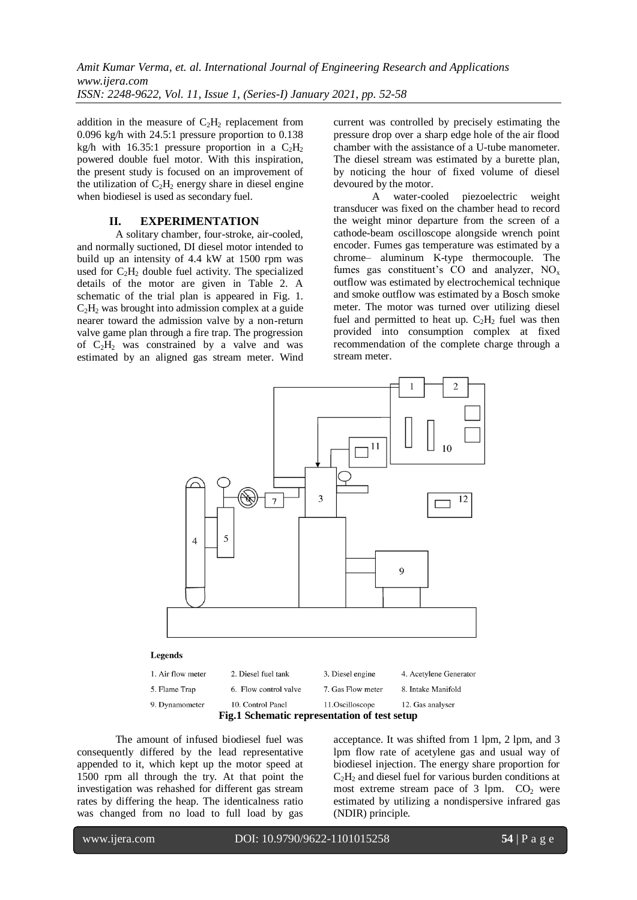addition in the measure of $C_2H_2$ replacement from 0.096 kg/h with 24.5:1 pressure proportion to 0.138 kg/h with 16.35:1 pressure proportion in a $C_2H_2$ powered double fuel motor. With this inspiration, the present study is focused on an improvement of the utilization of $C_2H_2$ energy share in diesel engine when biodiesel is used as secondary fuel.

## II. EXPERIMENTATION

A solitary chamber, four-stroke, air-cooled, and normally suctioned, DI diesel motor intended to build up an intensity of 4.4 kW at 1500 rpm was used for $C_2H_2$ double fuel activity. The specialized details of the motor are given in Table 2. A schematic of the trial plan is appeared in Fig. 1. $C_2H_2$ was brought into admission complex at a guide nearer toward the admission valve by a non-return valve game plan through a fire trap. The progression of $C_2H_2$ was constrained by a valve and was estimated by an aligned gas stream meter. Wind current was controlled by precisely estimating the pressure drop over a sharp edge hole of the air flood chamber with the assistance of a U-tube manometer. The diesel stream was estimated by a burette plan, by noticing the hour of fixed volume of diesel devoured by the motor.

A water-cooled piezoelectric weight transducer was fixed on the chamber head to record the weight minor departure from the screen of a cathode-beam oscilloscope alongside wrench point encoder. Fumes gas temperature was estimated by a chrome– aluminum K-type thermocouple. The fumes gas constituent's CO and analyzer, $NO_x$ outflow was estimated by electrochemical technique and smoke outflow was estimated by a Bosch smoke meter. The motor was turned over utilizing diesel fuel and permitted to heat up. $C_2H_2$ fuel was then provided into consumption complex at fixed recommendation of the complete charge through a stream meter.

**Legends**

| | | | |
|---|---|---|---|
| 1. Air flow meter | 2. Diesel fuel tank | 3. Diesel engine | 4. Acetylene Generator |
| 5. Flame Trap | 6. Flow control valve | 7. Gas Flow meter | 8. Intake Manifold |
| 9. Dynamometer | 10. Control Panel | 11.Oscilloscope | 12. Gas analyser |

**Fig.1 Schematic representation of test setup**

The amount of infused biodiesel fuel was consequently differed by the lead representative appended to it, which kept up the motor speed at 1500 rpm all through the try. At that point the investigation was rehashed for different gas stream rates by differing the heap. The identicalness ratio was changed from no load to full load by gas acceptance. It was shifted from 1 lpm, 2 lpm, and 3 lpm flow rate of acetylene gas and usual way of biodiesel injection. The energy share proportion for $C_2H_2$ and diesel fuel for various burden conditions at most extreme stream pace of 3 lpm. $CO_2$ were estimated by utilizing a nondispersive infrared gas (NDIR) principle.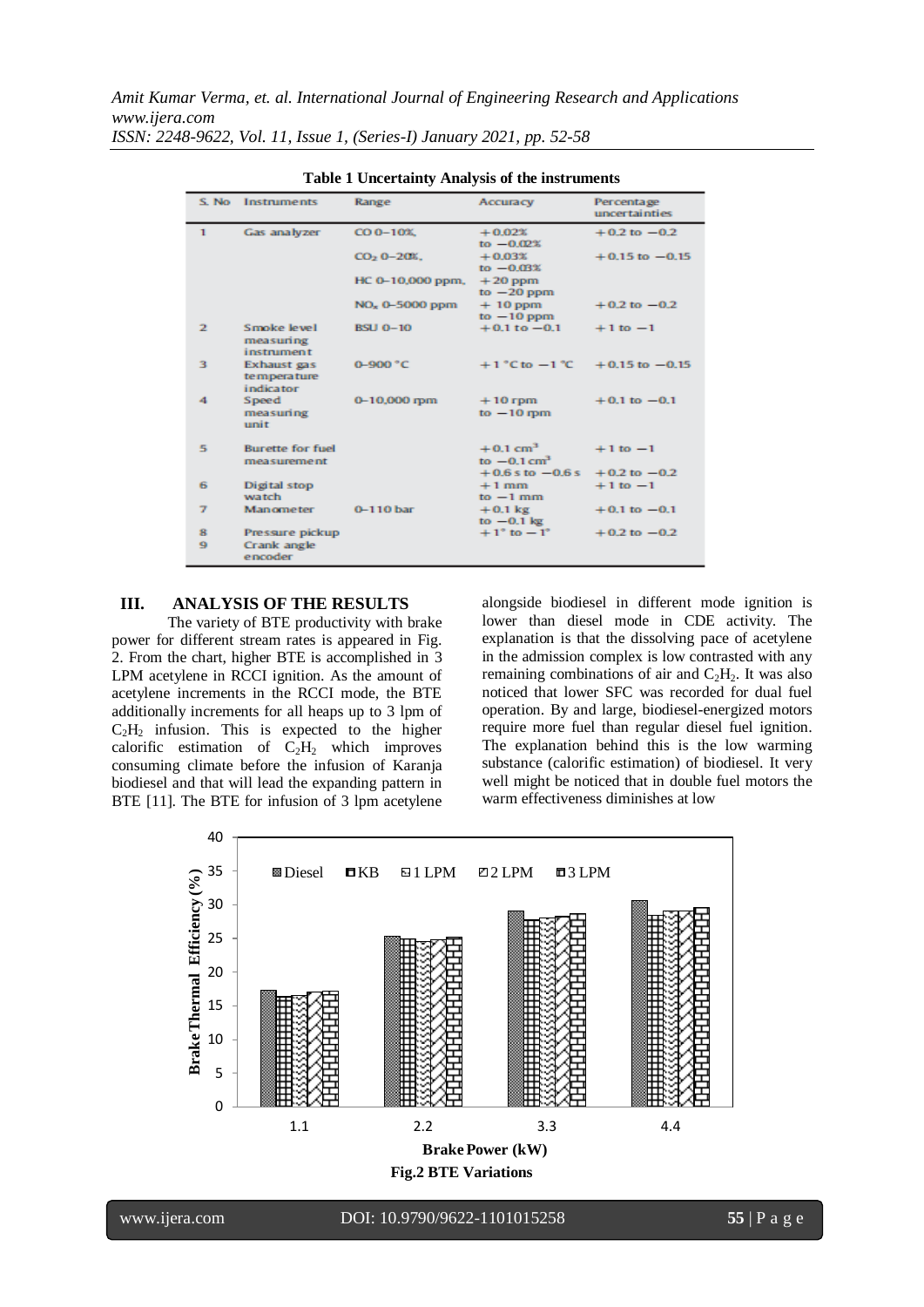**Table 1 Uncertainty Analysis of the instruments**

| S. No | Instruments | Range | Accuracy | Percentage uncertainties |
|---|---|---|---|---|
| 1 | Gas analyzer | CO 0–10%, | +0.02% to −0.02% | +0.2 to −0.2 |
| | | $CO_2$ 0–20%, | +0.03% to −0.03% | +0.15 to −0.15 |
| | | HC 0–10,000 ppm, | +20 ppm to −20 ppm | |
| | | $NO_x$ 0–5000 ppm | + 10 ppm to −10 ppm | +0.2 to −0.2 |
| 2 | Smoke level measuring instrument | BSU 0–10 | +0.1 to −0.1 | +1 to −1 |
| 3 | Exhaust gas temperature indicator | 0–900 °C | +1 °C to −1 °C | +0.15 to −0.15 |
| 4 | Speed measuring unit | 0–10,000 rpm | +10 rpm to −10 rpm | +0.1 to −0.1 |
| 5 | Burette for fuel measurement | | +0.1 $cm^3$ to −0.1 $cm^3$ | +1 to −1 |
| | | | +0.6 s to −0.6 s | +0.2 to −0.2 |
| 6 | Digital stop watch | | +1 mm to −1 mm | +1 to −1 |
| 7 | Manometer | 0–110 bar | +0.1 kg to −0.1 kg | +0.1 to −0.1 |
| 8 | Pressure pickup | | +1° to −1° | +0.2 to −0.2 |
| 9 | Crank angle encoder | | | |

## III. ANALYSIS OF THE RESULTS

The variety of BTE productivity with brake power for different stream rates is appeared in Fig. 2. From the chart, higher BTE is accomplished in 3 LPM acetylene in RCCI ignition. As the amount of acetylene increments in the RCCI mode, the BTE additionally increments for all heaps up to 3 lpm of $C_2H_2$ infusion. This is expected to the higher calorific estimation of $C_2H_2$ which improves consuming climate before the infusion of Karanja biodiesel and that will lead the expanding pattern in BTE [11]. The BTE for infusion of 3 lpm acetylene alongside biodiesel in different mode ignition is lower than diesel mode in CDE activity. The explanation is that the dissolving pace of acetylene in the admission complex is low contrasted with any remaining combinations of air and $C_2H_2$. It was also noticed that lower SFC was recorded for dual fuel operation. By and large, biodiesel-energized motors require more fuel than regular diesel fuel ignition. The explanation behind this is the low warming substance (calorific estimation) of biodiesel. It very well might be noticed that in double fuel motors the warm effectiveness diminishes at low

**Fig.2 BTE Variations**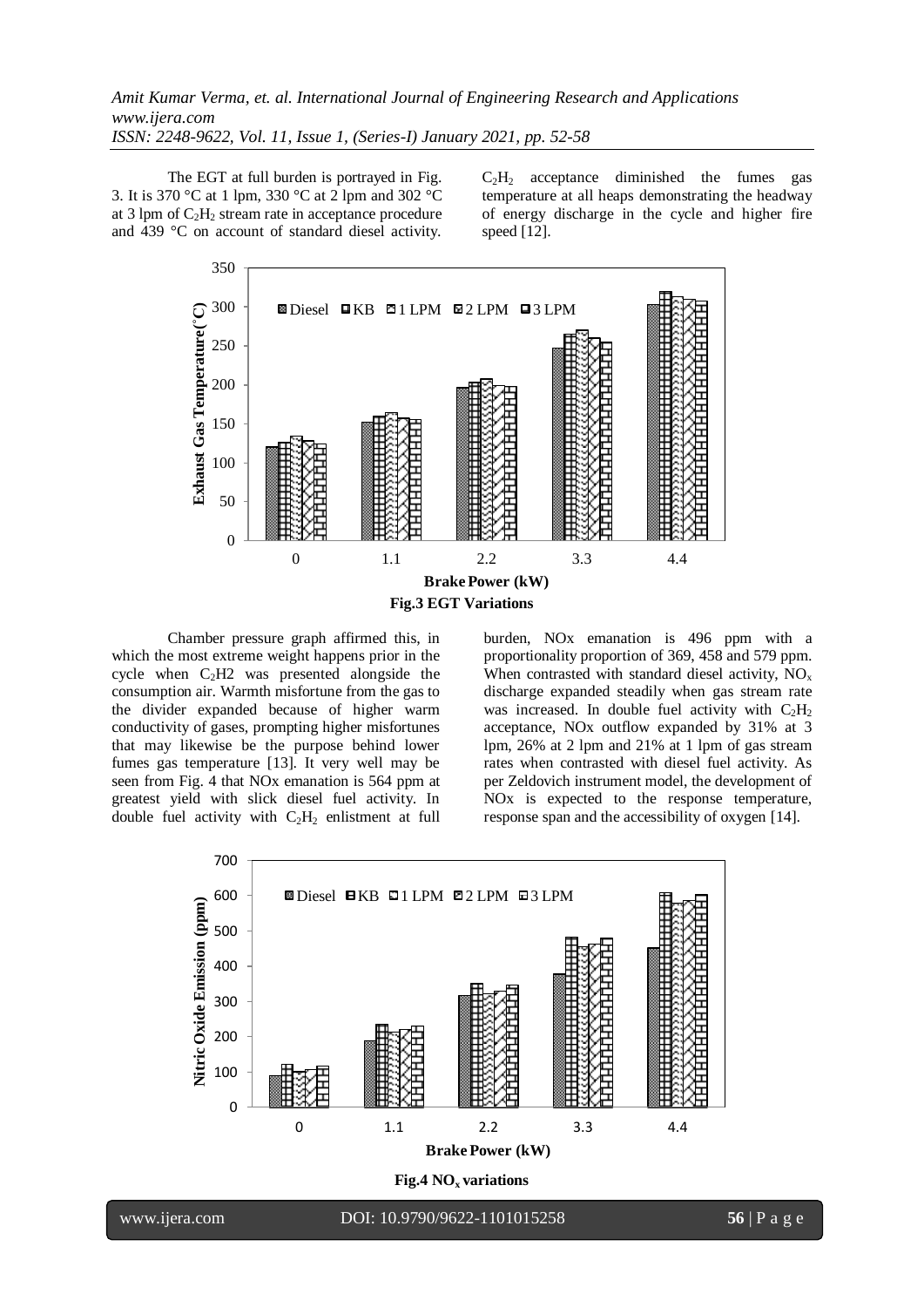The EGT at full burden is portrayed in Fig. 3. It is 370 °C at 1 lpm, 330 °C at 2 lpm and 302 °C at 3 lpm of $C_2H_2$ stream rate in acceptance procedure and 439 °C on account of standard diesel activity. $C_2H_2$ acceptance diminished the fumes gas temperature at all heaps demonstrating the headway of energy discharge in the cycle and higher fire speed [12].

**Fig.3 EGT Variations**

Chamber pressure graph affirmed this, in which the most extreme weight happens prior in the cycle when C2H2 was presented alongside the consumption air. Warmth misfortune from the gas to the divider expanded because of higher warm conductivity of gases, prompting higher misfortunes that may likewise be the purpose behind lower fumes gas temperature [13]. It very well may be seen from Fig. 4 that NOx emanation is 564 ppm at greatest yield with slick diesel fuel activity. In double fuel activity with $C_2H_2$ enlistment at full burden, NOx emanation is 496 ppm with a proportionality proportion of 369, 458 and 579 ppm. When contrasted with standard diesel activity, $NO_x$ discharge expanded steadily when gas stream rate was increased. In double fuel activity with $C_2H_2$ acceptance, NOx outflow expanded by 31% at 3 lpm, 26% at 2 lpm and 21% at 1 lpm of gas stream rates when contrasted with diesel fuel activity. As per Zeldovich instrument model, the development of NOx is expected to the response temperature, response span and the accessibility of oxygen [14].

**Fig.4 $NO_x$ variations**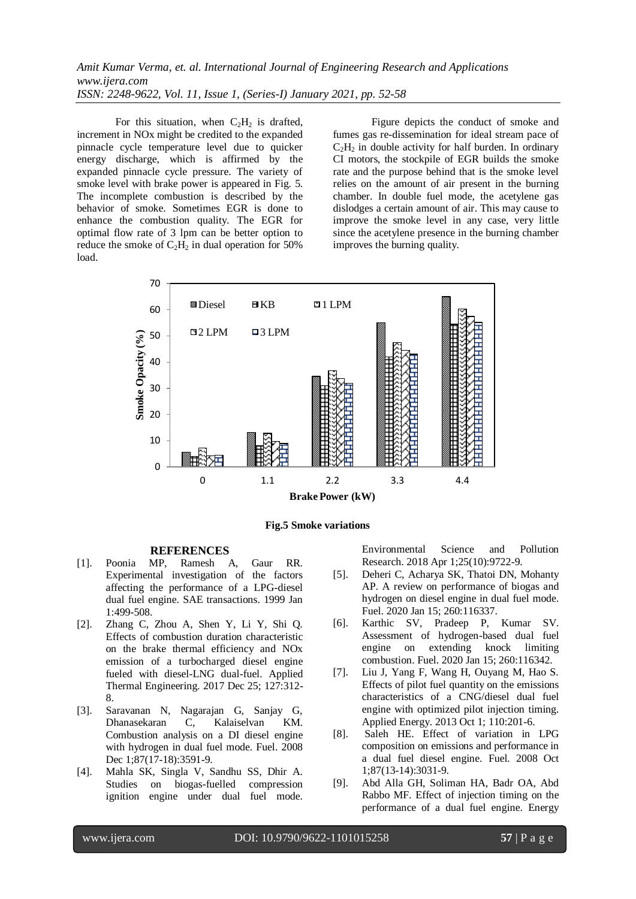For this situation, when $C_2H_2$ is drafted, increment in NOx might be credited to the expanded pinnacle cycle temperature level due to quicker energy discharge, which is affirmed by the expanded pinnacle cycle pressure. The variety of smoke level with brake power is appeared in Fig. 5. The incomplete combustion is described by the behavior of smoke. Sometimes EGR is done to enhance the combustion quality. The EGR for optimal flow rate of 3 lpm can be better option to reduce the smoke of $C_2H_2$ in dual operation for 50% load.

Figure depicts the conduct of smoke and fumes gas re-dissemination for ideal stream pace of $C_2H_2$ in double activity for half burden. In ordinary CI motors, the stockpile of EGR builds the smoke rate and the purpose behind that is the smoke level relies on the amount of air present in the burning chamber. In double fuel mode, the acetylene gas dislodges a certain amount of air. This may cause to improve the smoke level in any case, very little since the acetylene presence in the burning chamber improves the burning quality.

**Fig.5 Smoke variations**

## REFERENCES

[1]. Poonia MP, Ramesh A, Gaur RR. Experimental investigation of the factors affecting the performance of a LPG-diesel dual fuel engine. SAE transactions. 1999 Jan 1:499-508.

[2]. Zhang C, Zhou A, Shen Y, Li Y, Shi Q. Effects of combustion duration characteristic on the brake thermal efficiency and NOx emission of a turbocharged diesel engine fueled with diesel-LNG dual-fuel. Applied Thermal Engineering. 2017 Dec 25; 127:312-8.

[3]. Saravanan N, Nagarajan G, Sanjay G, Dhanasekaran C, Kalaiselvan KM. Combustion analysis on a DI diesel engine with hydrogen in dual fuel mode. Fuel. 2008 Dec 1;87(17-18):3591-9.

[4]. Mahla SK, Singla V, Sandhu SS, Dhir A. Studies on biogas-fuelled compression ignition engine under dual fuel mode. Environmental Science and Pollution Research. 2018 Apr 1;25(10):9722-9.

[5]. Deheri C, Acharya SK, Thatoi DN, Mohanty AP. A review on performance of biogas and hydrogen on diesel engine in dual fuel mode. Fuel. 2020 Jan 15; 260:116337.

[6]. Karthic SV, Pradeep P, Kumar SV. Assessment of hydrogen-based dual fuel engine on extending knock limiting combustion. Fuel. 2020 Jan 15; 260:116342.

[7]. Liu J, Yang F, Wang H, Ouyang M, Hao S. Effects of pilot fuel quantity on the emissions characteristics of a CNG/diesel dual fuel engine with optimized pilot injection timing. Applied Energy. 2013 Oct 1; 110:201-6.

[8]. Saleh HE. Effect of variation in LPG composition on emissions and performance in a dual fuel diesel engine. Fuel. 2008 Oct 1;87(13-14):3031-9.

[9]. Abd Alla GH, Soliman HA, Badr OA, Abd Rabbo MF. Effect of injection timing on the performance of a dual fuel engine. Energy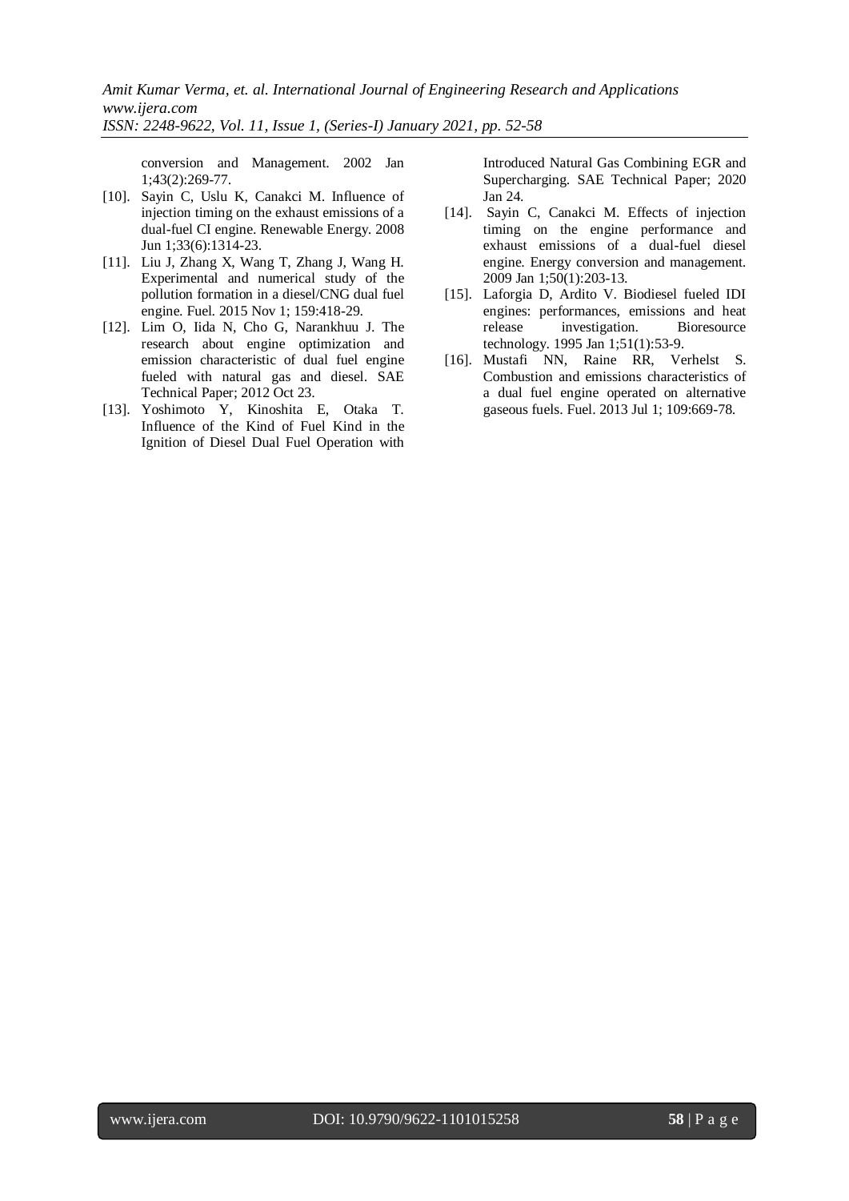conversion and Management. 2002 Jan 1;43(2):269-77.

[10]. Sayin C, Uslu K, Canakci M. Influence of injection timing on the exhaust emissions of a dual-fuel CI engine. Renewable Energy. 2008 Jun 1;33(6):1314-23.

[11]. Liu J, Zhang X, Wang T, Zhang J, Wang H. Experimental and numerical study of the pollution formation in a diesel/CNG dual fuel engine. Fuel. 2015 Nov 1; 159:418-29.

[12]. Lim O, Iida N, Cho G, Narankhuu J. The research about engine optimization and emission characteristic of dual fuel engine fueled with natural gas and diesel. SAE Technical Paper; 2012 Oct 23.

[13]. Yoshimoto Y, Kinoshita E, Otaka T. Influence of the Kind of Fuel Kind in the Ignition of Diesel Dual Fuel Operation with Introduced Natural Gas Combining EGR and Supercharging. SAE Technical Paper; 2020 Jan 24.

[14]. Sayin C, Canakci M. Effects of injection timing on the engine performance and exhaust emissions of a dual-fuel diesel engine. Energy conversion and management. 2009 Jan 1;50(1):203-13.

[15]. Laforgia D, Ardito V. Biodiesel fueled IDI engines: performances, emissions and heat release investigation. Bioresource technology. 1995 Jan 1;51(1):53-9.

[16]. Mustafi NN, Raine RR, Verhelst S. Combustion and emissions characteristics of a dual fuel engine operated on alternative gaseous fuels. Fuel. 2013 Jul 1; 109:669-78.